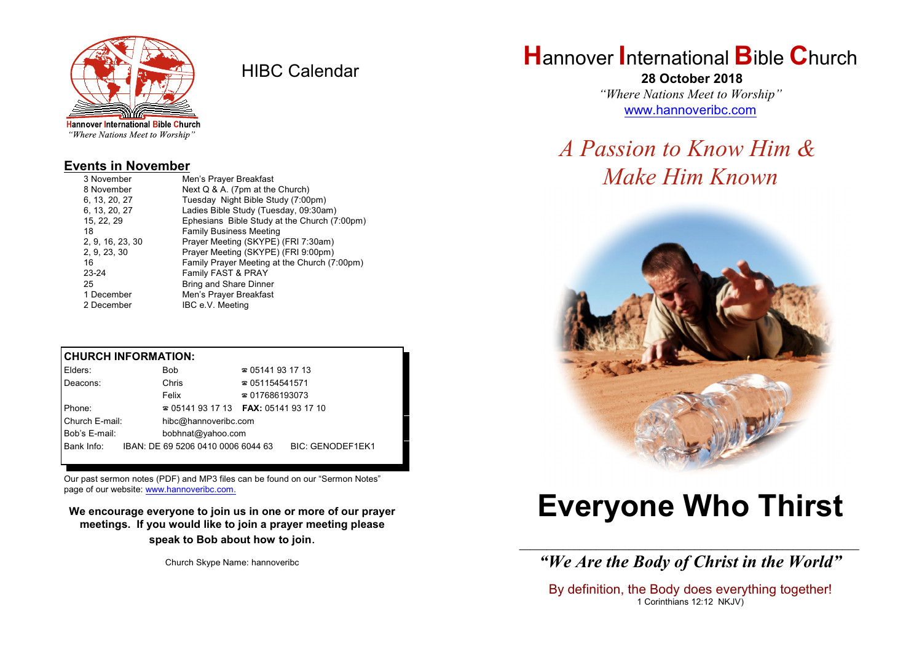Hannover International Bible Church
*"Where Nations Meet to Worship"*

# HIBC Calendar

## Events in November

| | |
|---|---|
| 3 November | Men's Prayer Breakfast |
| 8 November | Next Q & A. (7pm at the Church) |
| 6, 13, 20, 27 | Tuesday Night Bible Study (7:00pm) |
| 6, 13, 20, 27 | Ladies Bible Study (Tuesday, 09:30am) |
| 15, 22, 29 | Ephesians Bible Study at the Church (7:00pm) |
| 18 | Family Business Meeting |
| 2, 9, 16, 23, 30 | Prayer Meeting (SKYPE) (FRI 7:30am) |
| 2, 9, 23, 30 | Prayer Meeting (SKYPE) (FRI 9:00pm) |
| 16 | Family Prayer Meeting at the Church (7:00pm) |
| 23-24 | Family FAST & PRAY |
| 25 | Bring and Share Dinner |
| 1 December | Men's Prayer Breakfast |
| 2 December | IBC e.V. Meeting |

## CHURCH INFORMATION:

| | | |
|---|---|---|
| Elders: | Bob | ☎ 05141 93 17 13 |
| Deacons: | Chris | ☎ 051154541571 |
| | Felix | ☎ 017686193073 |
| Phone: | ☎ 05141 93 17 13 | **FAX:** 05141 93 17 10 |
| Church E-mail: | hibc@hannoveribc.com | |
| Bob's E-mail: | bobhnat@yahoo.com | |
| Bank Info: | IBAN: DE 69 5206 0410 0006 6044 63 | BIC: GENODEF1EK1 |

Our past sermon notes (PDF) and MP3 files can be found on our "Sermon Notes" page of our website: www.hannoveribc.com.

**We encourage everyone to join us in one or more of our prayer meetings. If you would like to join a prayer meeting please speak to Bob about how to join.**

Church Skype Name: hannoveribc

# Hannover International Bible Church

**28 October 2018**

*"Where Nations Meet to Worship"*

www.hannoveribc.com

## *A Passion to Know Him & Make Him Known*

# Everyone Who Thirst

***"We Are the Body of Christ in the World"***

By definition, the Body does everything together!
1 Corinthians 12:12 NKJV)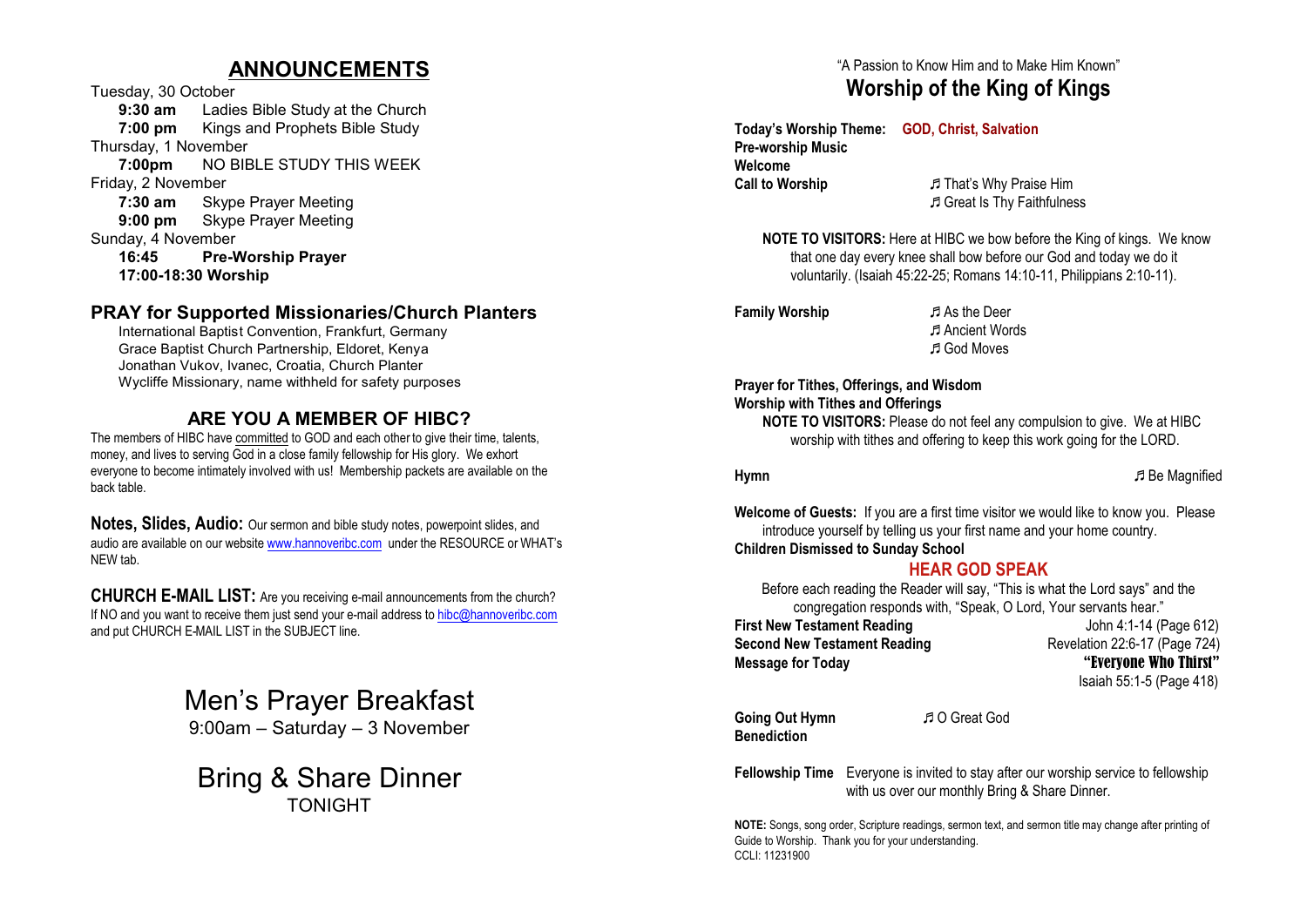## ANNOUNCEMENTS

Tuesday, 30 October

- **9:30 am** Ladies Bible Study at the Church
- **7:00 pm** Kings and Prophets Bible Study

Thursday, 1 November

- **7:00pm** NO BIBLE STUDY THIS WEEK

Friday, 2 November

- **7:30 am** Skype Prayer Meeting
- **9:00 pm** Skype Prayer Meeting

Sunday, 4 November

- **16:45 Pre-Worship Prayer**
- **17:00-18:30 Worship**

### PRAY for Supported Missionaries/Church Planters

International Baptist Convention, Frankfurt, Germany
Grace Baptist Church Partnership, Eldoret, Kenya
Jonathan Vukov, Ivanec, Croatia, Church Planter
Wycliffe Missionary, name withheld for safety purposes

### ARE YOU A MEMBER OF HIBC?

The members of HIBC have committed to GOD and each other to give their time, talents, money, and lives to serving God in a close family fellowship for His glory. We exhort everyone to become intimately involved with us! Membership packets are available on the back table.

**Notes, Slides, Audio:** Our sermon and bible study notes, powerpoint slides, and audio are available on our website www.hannoveribc.com under the RESOURCE or WHAT's NEW tab.

**CHURCH E-MAIL LIST:** Are you receiving e-mail announcements from the church? If NO and you want to receive them just send your e-mail address to hibc@hannoveribc.com and put CHURCH E-MAIL LIST in the SUBJECT line.

## Men's Prayer Breakfast

9:00am – Saturday – 3 November

## Bring & Share Dinner

TONIGHT

"A Passion to Know Him and to Make Him Known"

# Worship of the King of Kings

**Today's Worship Theme:** **GOD, Christ, Salvation**

**Pre-worship Music**

**Welcome**

**Call to Worship** ♬ That's Why Praise Him
♬ Great Is Thy Faithfulness

**NOTE TO VISITORS:** Here at HIBC we bow before the King of kings. We know that one day every knee shall bow before our God and today we do it voluntarily. (Isaiah 45:22-25; Romans 14:10-11, Philippians 2:10-11).

**Family Worship** ♬ As the Deer
♬ Ancient Words
♬ God Moves

**Prayer for Tithes, Offerings, and Wisdom**

**Worship with Tithes and Offerings**

**NOTE TO VISITORS:** Please do not feel any compulsion to give. We at HIBC worship with tithes and offering to keep this work going for the LORD.

**Hymn** ♬ Be Magnified

**Welcome of Guests:** If you are a first time visitor we would like to know you. Please introduce yourself by telling us your first name and your home country.

**Children Dismissed to Sunday School**

### HEAR GOD SPEAK

Before each reading the Reader will say, "This is what the Lord says" and the congregation responds with, "Speak, O Lord, Your servants hear."

**First New Testament Reading** John 4:1-14 (Page 612)

**Second New Testament Reading** Revelation 22:6-17 (Page 724)

**Message for Today** **"Everyone Who Thirst"**
Isaiah 55:1-5 (Page 418)

**Going Out Hymn** ♬ O Great God

**Benediction**

**Fellowship Time** Everyone is invited to stay after our worship service to fellowship with us over our monthly Bring & Share Dinner.

**NOTE:** Songs, song order, Scripture readings, sermon text, and sermon title may change after printing of Guide to Worship. Thank you for your understanding.
CCLI: 11231900